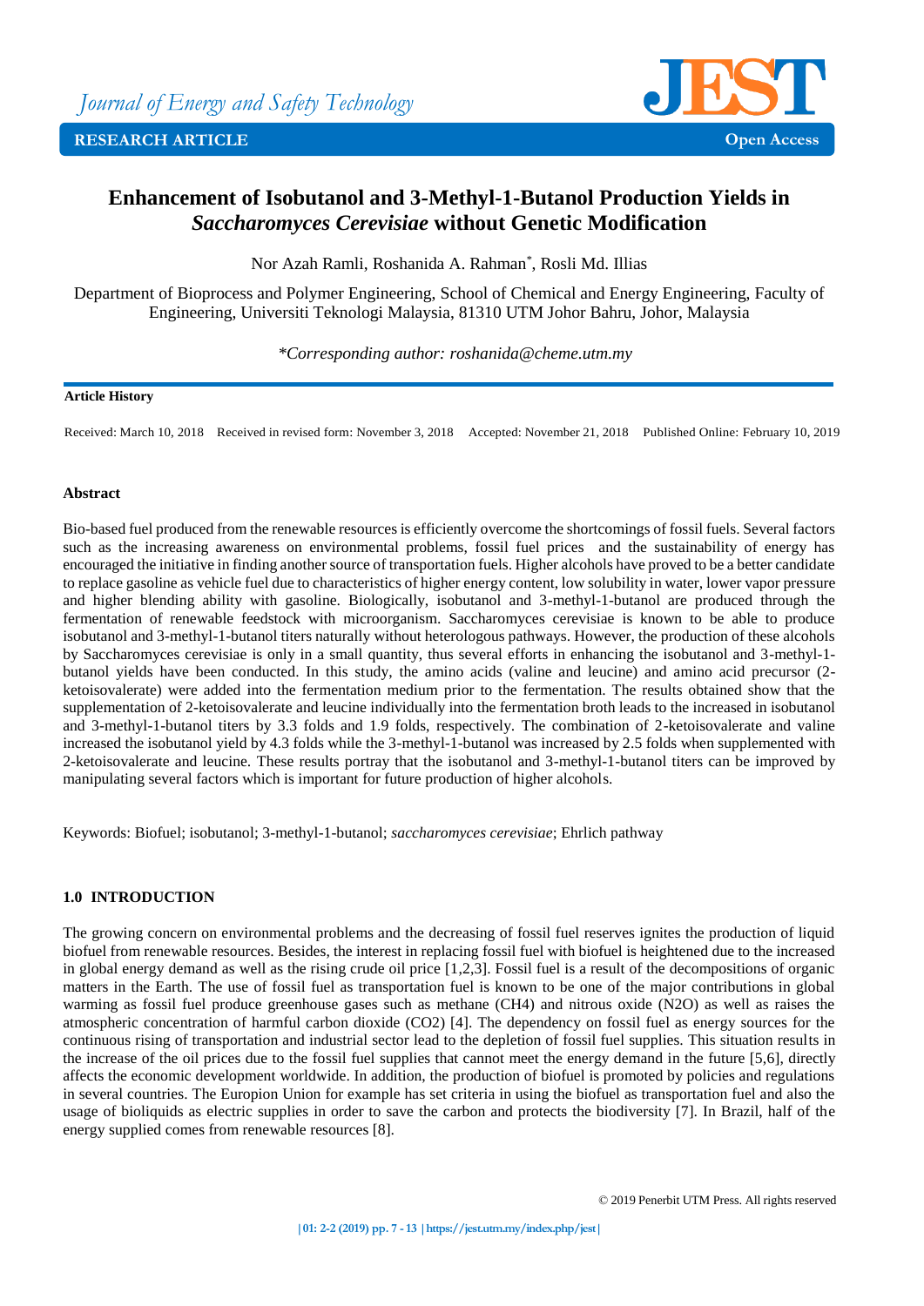# Enhancement of Isobutanol and 3-Methyl-1-Butanol Production Yields in *Saccharomyces Cerevisiae* without Genetic Modification

Nor Azah Ramli, Roshanida A. Rahman*, Rosli Md. Illias

Department of Bioprocess and Polymer Engineering, School of Chemical and Energy Engineering, Faculty of Engineering, Universiti Teknologi Malaysia, 81310 UTM Johor Bahru, Johor, Malaysia

*\*Corresponding author: roshanida@cheme.utm.my*

**Article History**

Received: March 10, 2018  Received in revised form: November 3, 2018  Accepted: November 21, 2018  Published Online: February 10, 2019

**Abstract**

Bio-based fuel produced from the renewable resources is efficiently overcome the shortcomings of fossil fuels. Several factors such as the increasing awareness on environmental problems, fossil fuel prices and the sustainability of energy has encouraged the initiative in finding another source of transportation fuels. Higher alcohols have proved to be a better candidate to replace gasoline as vehicle fuel due to characteristics of higher energy content, low solubility in water, lower vapor pressure and higher blending ability with gasoline. Biologically, isobutanol and 3-methyl-1-butanol are produced through the fermentation of renewable feedstock with microorganism. Saccharomyces cerevisiae is known to be able to produce isobutanol and 3-methyl-1-butanol titers naturally without heterologous pathways. However, the production of these alcohols by Saccharomyces cerevisiae is only in a small quantity, thus several efforts in enhancing the isobutanol and 3-methyl-1-butanol yields have been conducted. In this study, the amino acids (valine and leucine) and amino acid precursor (2-ketoisovalerate) were added into the fermentation medium prior to the fermentation. The results obtained show that the supplementation of 2-ketoisovalerate and leucine individually into the fermentation broth leads to the increased in isobutanol and 3-methyl-1-butanol titers by 3.3 folds and 1.9 folds, respectively. The combination of 2-ketoisovalerate and valine increased the isobutanol yield by 4.3 folds while the 3-methyl-1-butanol was increased by 2.5 folds when supplemented with 2-ketoisovalerate and leucine. These results portray that the isobutanol and 3-methyl-1-butanol titers can be improved by manipulating several factors which is important for future production of higher alcohols.

Keywords: Biofuel; isobutanol; 3-methyl-1-butanol; *saccharomyces cerevisiae*; Ehrlich pathway

## 1.0 INTRODUCTION

The growing concern on environmental problems and the decreasing of fossil fuel reserves ignites the production of liquid biofuel from renewable resources. Besides, the interest in replacing fossil fuel with biofuel is heightened due to the increased in global energy demand as well as the rising crude oil price [1,2,3]. Fossil fuel is a result of the decompositions of organic matters in the Earth. The use of fossil fuel as transportation fuel is known to be one of the major contributions in global warming as fossil fuel produce greenhouse gases such as methane ($CH_4$) and nitrous oxide ($N_2O$) as well as raises the atmospheric concentration of harmful carbon dioxide ($CO_2$) [4]. The dependency on fossil fuel as energy sources for the continuous rising of transportation and industrial sector lead to the depletion of fossil fuel supplies. This situation results in the increase of the oil prices due to the fossil fuel supplies that cannot meet the energy demand in the future [5,6], directly affects the economic development worldwide. In addition, the production of biofuel is promoted by policies and regulations in several countries. The Europion Union for example has set criteria in using the biofuel as transportation fuel and also the usage of bioliquids as electric supplies in order to save the carbon and protects the biodiversity [7]. In Brazil, half of the energy supplied comes from renewable resources [8].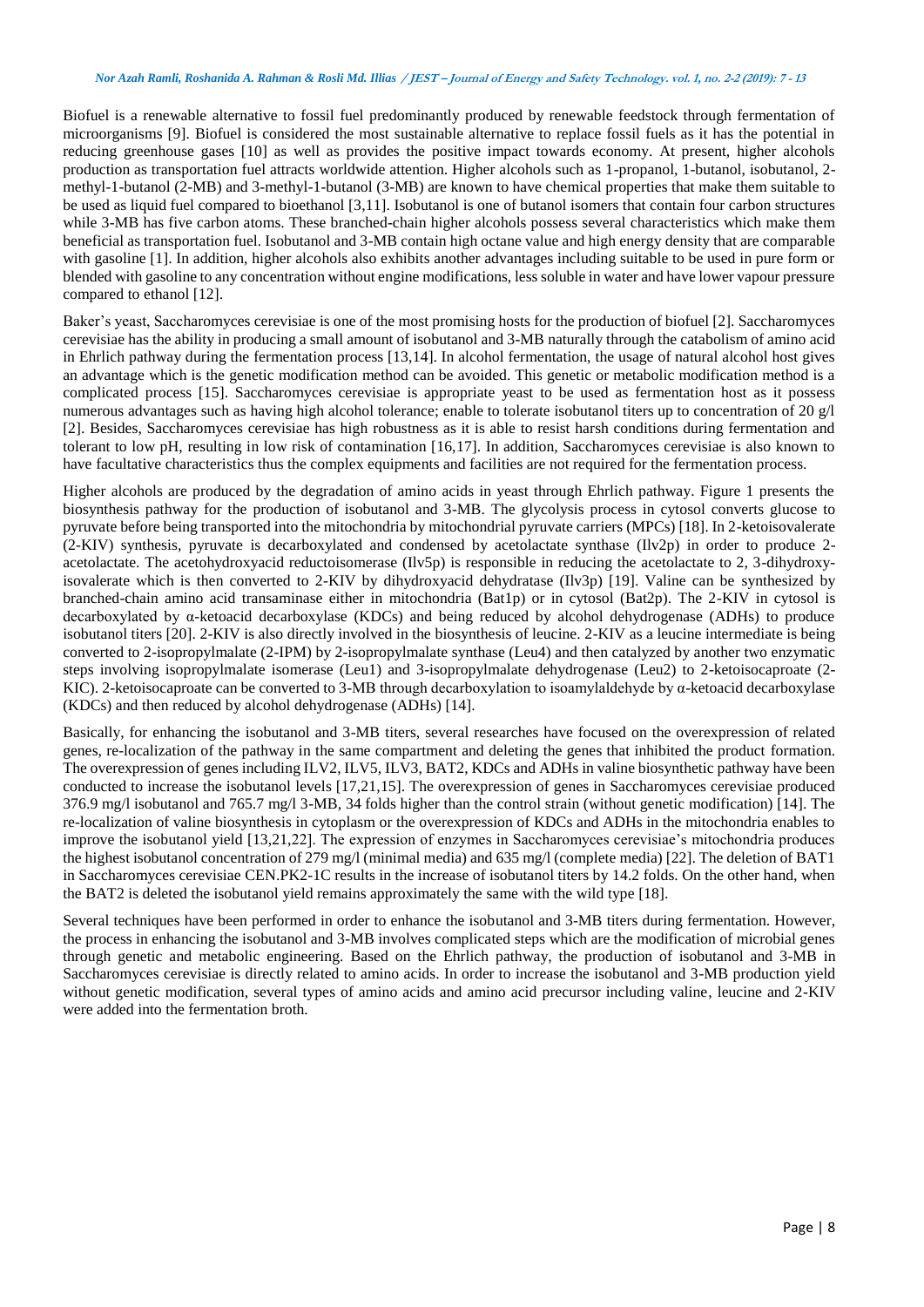Biofuel is a renewable alternative to fossil fuel predominantly produced by renewable feedstock through fermentation of microorganisms [9]. Biofuel is considered the most sustainable alternative to replace fossil fuels as it has the potential in reducing greenhouse gases [10] as well as provides the positive impact towards economy. At present, higher alcohols production as transportation fuel attracts worldwide attention. Higher alcohols such as 1-propanol, 1-butanol, isobutanol, 2-methyl-1-butanol (2-MB) and 3-methyl-1-butanol (3-MB) are known to have chemical properties that make them suitable to be used as liquid fuel compared to bioethanol [3,11]. Isobutanol is one of butanol isomers that contain four carbon structures while 3-MB has five carbon atoms. These branched-chain higher alcohols possess several characteristics which make them beneficial as transportation fuel. Isobutanol and 3-MB contain high octane value and high energy density that are comparable with gasoline [1]. In addition, higher alcohols also exhibits another advantages including suitable to be used in pure form or blended with gasoline to any concentration without engine modifications, less soluble in water and have lower vapour pressure compared to ethanol [12].

Baker's yeast, Saccharomyces cerevisiae is one of the most promising hosts for the production of biofuel [2]. Saccharomyces cerevisiae has the ability in producing a small amount of isobutanol and 3-MB naturally through the catabolism of amino acid in Ehrlich pathway during the fermentation process [13,14]. In alcohol fermentation, the usage of natural alcohol host gives an advantage which is the genetic modification method can be avoided. This genetic or metabolic modification method is a complicated process [15]. Saccharomyces cerevisiae is appropriate yeast to be used as fermentation host as it possess numerous advantages such as having high alcohol tolerance; enable to tolerate isobutanol titers up to concentration of 20 g/l [2]. Besides, Saccharomyces cerevisiae has high robustness as it is able to resist harsh conditions during fermentation and tolerant to low pH, resulting in low risk of contamination [16,17]. In addition, Saccharomyces cerevisiae is also known to have facultative characteristics thus the complex equipments and facilities are not required for the fermentation process.

Higher alcohols are produced by the degradation of amino acids in yeast through Ehrlich pathway. Figure 1 presents the biosynthesis pathway for the production of isobutanol and 3-MB. The glycolysis process in cytosol converts glucose to pyruvate before being transported into the mitochondria by mitochondrial pyruvate carriers (MPCs) [18]. In 2-ketoisovalerate (2-KIV) synthesis, pyruvate is decarboxylated and condensed by acetolactate synthase (Ilv2p) in order to produce 2-acetolactate. The acetohydroxyacid reductoisomerase (Ilv5p) is responsible in reducing the acetolactate to 2, 3-dihydroxy-isovalerate which is then converted to 2-KIV by dihydroxyacid dehydratase (Ilv3p) [19]. Valine can be synthesized by branched-chain amino acid transaminase either in mitochondria (Bat1p) or in cytosol (Bat2p). The 2-KIV in cytosol is decarboxylated by α-ketoacid decarboxylase (KDCs) and being reduced by alcohol dehydrogenase (ADHs) to produce isobutanol titers [20]. 2-KIV is also directly involved in the biosynthesis of leucine. 2-KIV as a leucine intermediate is being converted to 2-isopropylmalate (2-IPM) by 2-isopropylmalate synthase (Leu4) and then catalyzed by another two enzymatic steps involving isopropylmalate isomerase (Leu1) and 3-isopropylmalate dehydrogenase (Leu2) to 2-ketoisocaproate (2-KIC). 2-ketoisocaproate can be converted to 3-MB through decarboxylation to isoamylaldehyde by α-ketoacid decarboxylase (KDCs) and then reduced by alcohol dehydrogenase (ADHs) [14].

Basically, for enhancing the isobutanol and 3-MB titers, several researches have focused on the overexpression of related genes, re-localization of the pathway in the same compartment and deleting the genes that inhibited the product formation. The overexpression of genes including ILV2, ILV5, ILV3, BAT2, KDCs and ADHs in valine biosynthetic pathway have been conducted to increase the isobutanol levels [17,21,15]. The overexpression of genes in Saccharomyces cerevisiae produced 376.9 mg/l isobutanol and 765.7 mg/l 3-MB, 34 folds higher than the control strain (without genetic modification) [14]. The re-localization of valine biosynthesis in cytoplasm or the overexpression of KDCs and ADHs in the mitochondria enables to improve the isobutanol yield [13,21,22]. The expression of enzymes in Saccharomyces cerevisiae's mitochondria produces the highest isobutanol concentration of 279 mg/l (minimal media) and 635 mg/l (complete media) [22]. The deletion of BAT1 in Saccharomyces cerevisiae CEN.PK2-1C results in the increase of isobutanol titers by 14.2 folds. On the other hand, when the BAT2 is deleted the isobutanol yield remains approximately the same with the wild type [18].

Several techniques have been performed in order to enhance the isobutanol and 3-MB titers during fermentation. However, the process in enhancing the isobutanol and 3-MB involves complicated steps which are the modification of microbial genes through genetic and metabolic engineering. Based on the Ehrlich pathway, the production of isobutanol and 3-MB in Saccharomyces cerevisiae is directly related to amino acids. In order to increase the isobutanol and 3-MB production yield without genetic modification, several types of amino acids and amino acid precursor including valine, leucine and 2-KIV were added into the fermentation broth.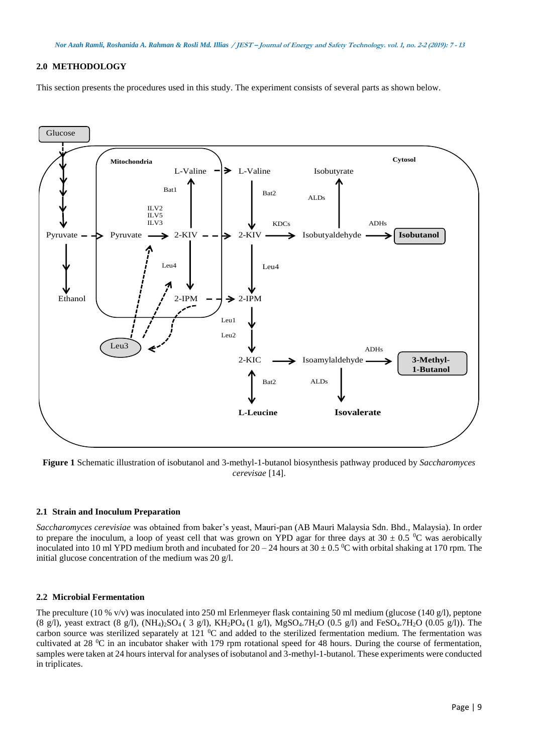## 2.0 METHODOLOGY

This section presents the procedures used in this study. The experiment consists of several parts as shown below.

**Figure 1** Schematic illustration of isobutanol and 3-methyl-1-butanol biosynthesis pathway produced by *Saccharomyces cerevisae* [14].

### 2.1 Strain and Inoculum Preparation

*Saccharomyces cerevisiae* was obtained from baker's yeast, Mauri-pan (AB Mauri Malaysia Sdn. Bhd., Malaysia). In order to prepare the inoculum, a loop of yeast cell that was grown on YPD agar for three days at 30 ± 0.5 $^0$C was aerobically inoculated into 10 ml YPD medium broth and incubated for 20 – 24 hours at 30 ± 0.5 $^0$C with orbital shaking at 170 rpm. The initial glucose concentration of the medium was 20 g/l.

### 2.2 Microbial Fermentation

The preculture (10 % v/v) was inoculated into 250 ml Erlenmeyer flask containing 50 ml medium (glucose (140 g/l), peptone (8 g/l), yeast extract (8 g/l), $(NH_4)_2SO_4$ ( 3 g/l), $KH_2PO_4$ (1 g/l), $MgSO_4.7H_2O$ (0.5 g/l) and $FeSO_4.7H_2O$ (0.05 g/l)). The carbon source was sterilized separately at 121 $^0$C and added to the sterilized fermentation medium. The fermentation was cultivated at 28 $^0$C in an incubator shaker with 179 rpm rotational speed for 48 hours. During the course of fermentation, samples were taken at 24 hours interval for analyses of isobutanol and 3-methyl-1-butanol. These experiments were conducted in triplicates.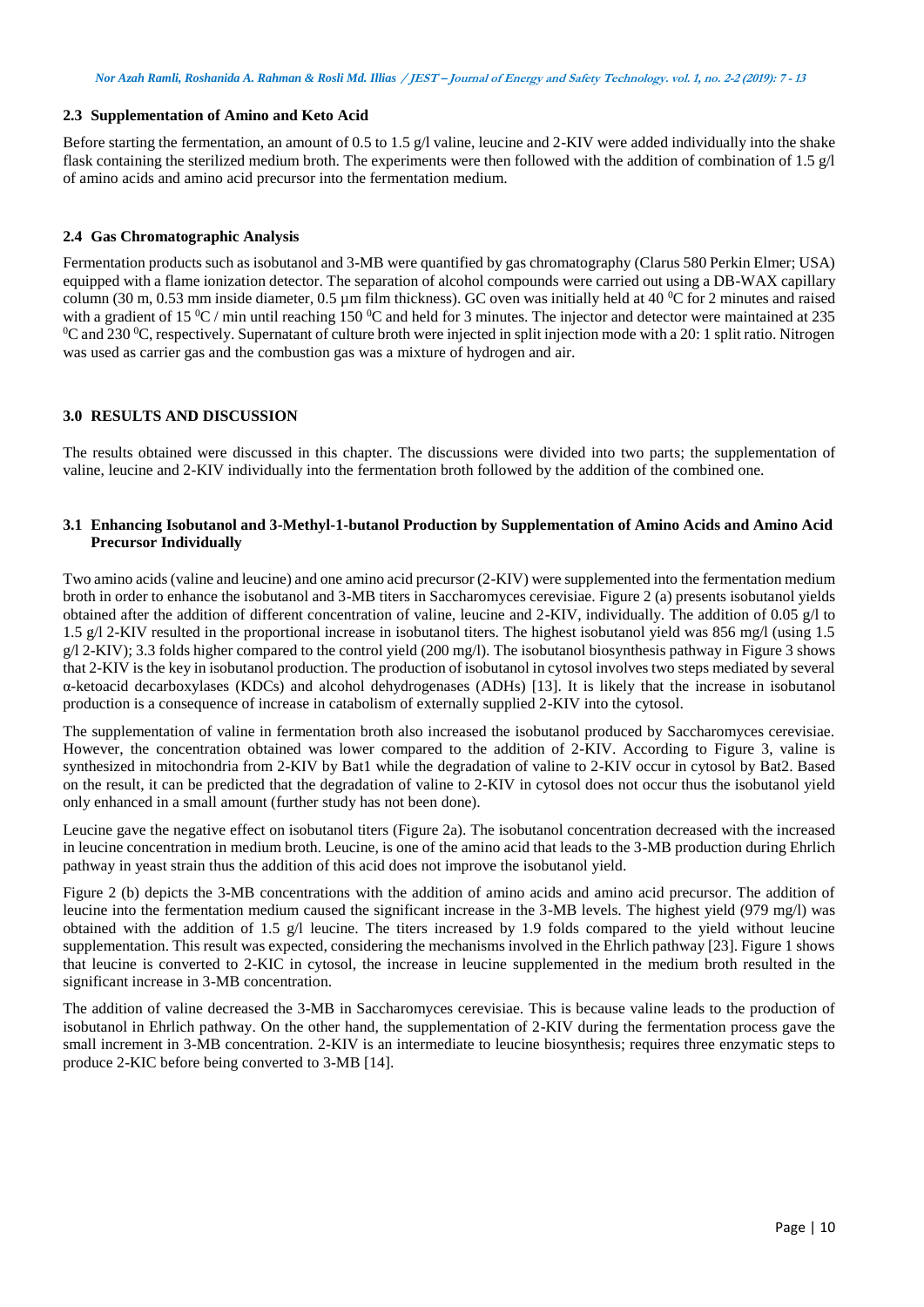### 2.3 Supplementation of Amino and Keto Acid

Before starting the fermentation, an amount of 0.5 to 1.5 g/l valine, leucine and 2-KIV were added individually into the shake flask containing the sterilized medium broth. The experiments were then followed with the addition of combination of 1.5 g/l of amino acids and amino acid precursor into the fermentation medium.

### 2.4 Gas Chromatographic Analysis

Fermentation products such as isobutanol and 3-MB were quantified by gas chromatography (Clarus 580 Perkin Elmer; USA) equipped with a flame ionization detector. The separation of alcohol compounds were carried out using a DB-WAX capillary column (30 m, 0.53 mm inside diameter, 0.5 µm film thickness). GC oven was initially held at 40 $^0$C for 2 minutes and raised with a gradient of 15 $^0$C / min until reaching 150 $^0$C and held for 3 minutes. The injector and detector were maintained at 235 $^0$C and 230 $^0$C, respectively. Supernatant of culture broth were injected in split injection mode with a 20: 1 split ratio. Nitrogen was used as carrier gas and the combustion gas was a mixture of hydrogen and air.

## 3.0 RESULTS AND DISCUSSION

The results obtained were discussed in this chapter. The discussions were divided into two parts; the supplementation of valine, leucine and 2-KIV individually into the fermentation broth followed by the addition of the combined one.

### 3.1 Enhancing Isobutanol and 3-Methyl-1-butanol Production by Supplementation of Amino Acids and Amino Acid Precursor Individually

Two amino acids (valine and leucine) and one amino acid precursor (2-KIV) were supplemented into the fermentation medium broth in order to enhance the isobutanol and 3-MB titers in Saccharomyces cerevisiae. Figure 2 (a) presents isobutanol yields obtained after the addition of different concentration of valine, leucine and 2-KIV, individually. The addition of 0.05 g/l to 1.5 g/l 2-KIV resulted in the proportional increase in isobutanol titers. The highest isobutanol yield was 856 mg/l (using 1.5 g/l 2-KIV); 3.3 folds higher compared to the control yield (200 mg/l). The isobutanol biosynthesis pathway in Figure 3 shows that 2-KIV is the key in isobutanol production. The production of isobutanol in cytosol involves two steps mediated by several α-ketoacid decarboxylases (KDCs) and alcohol dehydrogenases (ADHs) [13]. It is likely that the increase in isobutanol production is a consequence of increase in catabolism of externally supplied 2-KIV into the cytosol.

The supplementation of valine in fermentation broth also increased the isobutanol produced by Saccharomyces cerevisiae. However, the concentration obtained was lower compared to the addition of 2-KIV. According to Figure 3, valine is synthesized in mitochondria from 2-KIV by Bat1 while the degradation of valine to 2-KIV occur in cytosol by Bat2. Based on the result, it can be predicted that the degradation of valine to 2-KIV in cytosol does not occur thus the isobutanol yield only enhanced in a small amount (further study has not been done).

Leucine gave the negative effect on isobutanol titers (Figure 2a). The isobutanol concentration decreased with the increased in leucine concentration in medium broth. Leucine, is one of the amino acid that leads to the 3-MB production during Ehrlich pathway in yeast strain thus the addition of this acid does not improve the isobutanol yield.

Figure 2 (b) depicts the 3-MB concentrations with the addition of amino acids and amino acid precursor. The addition of leucine into the fermentation medium caused the significant increase in the 3-MB levels. The highest yield (979 mg/l) was obtained with the addition of 1.5 g/l leucine. The titers increased by 1.9 folds compared to the yield without leucine supplementation. This result was expected, considering the mechanisms involved in the Ehrlich pathway [23]. Figure 1 shows that leucine is converted to 2-KIC in cytosol, the increase in leucine supplemented in the medium broth resulted in the significant increase in 3-MB concentration.

The addition of valine decreased the 3-MB in Saccharomyces cerevisiae. This is because valine leads to the production of isobutanol in Ehrlich pathway. On the other hand, the supplementation of 2-KIV during the fermentation process gave the small increment in 3-MB concentration. 2-KIV is an intermediate to leucine biosynthesis; requires three enzymatic steps to produce 2-KIC before being converted to 3-MB [14].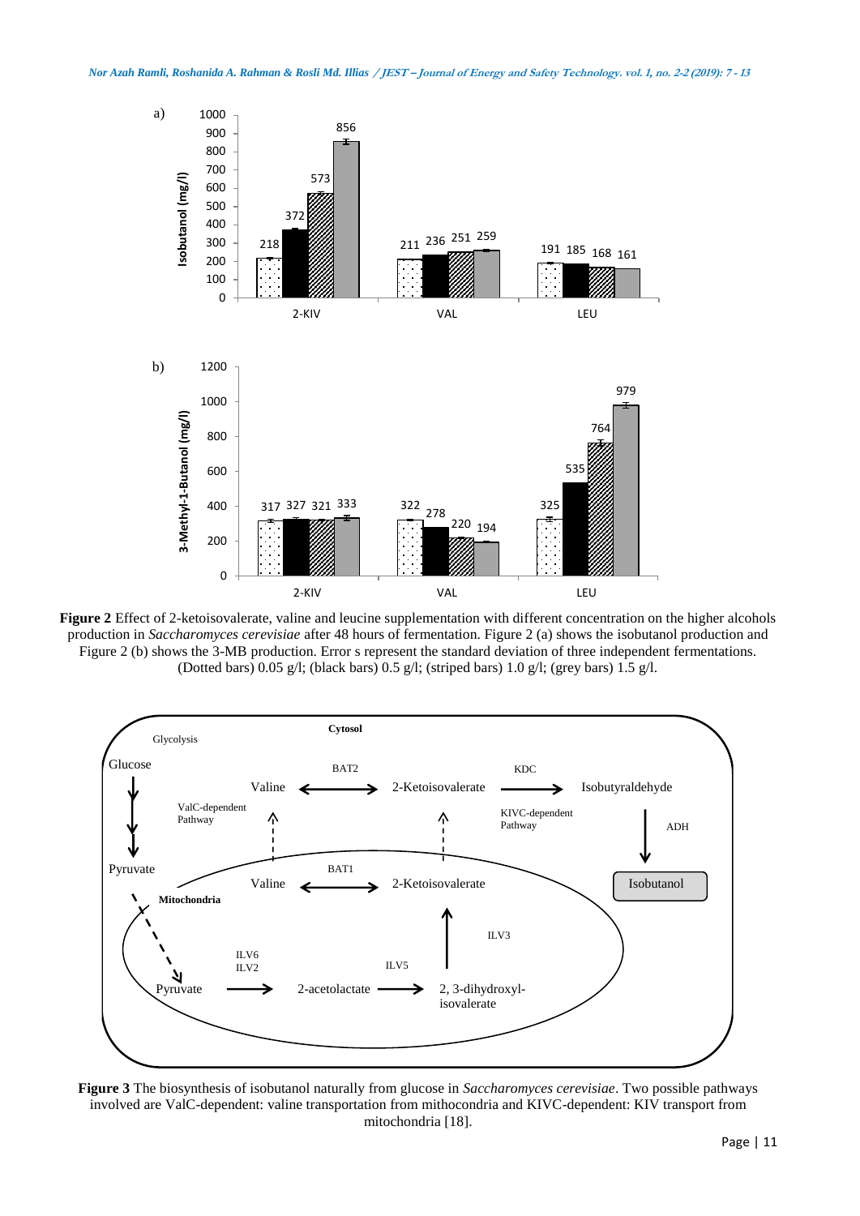**Figure 2** Effect of 2-ketoisovalerate, valine and leucine supplementation with different concentration on the higher alcohols production in *Saccharomyces cerevisiae* after 48 hours of fermentation. Figure 2 (a) shows the isobutanol production and Figure 2 (b) shows the 3-MB production. Error s represent the standard deviation of three independent fermentations. (Dotted bars) 0.05 g/l; (black bars) 0.5 g/l; (striped bars) 1.0 g/l; (grey bars) 1.5 g/l.

**Figure 3** The biosynthesis of isobutanol naturally from glucose in *Saccharomyces cerevisiae*. Two possible pathways involved are ValC-dependent: valine transportation from mithocondria and KIVC-dependent: KIV transport from mitochondria [18].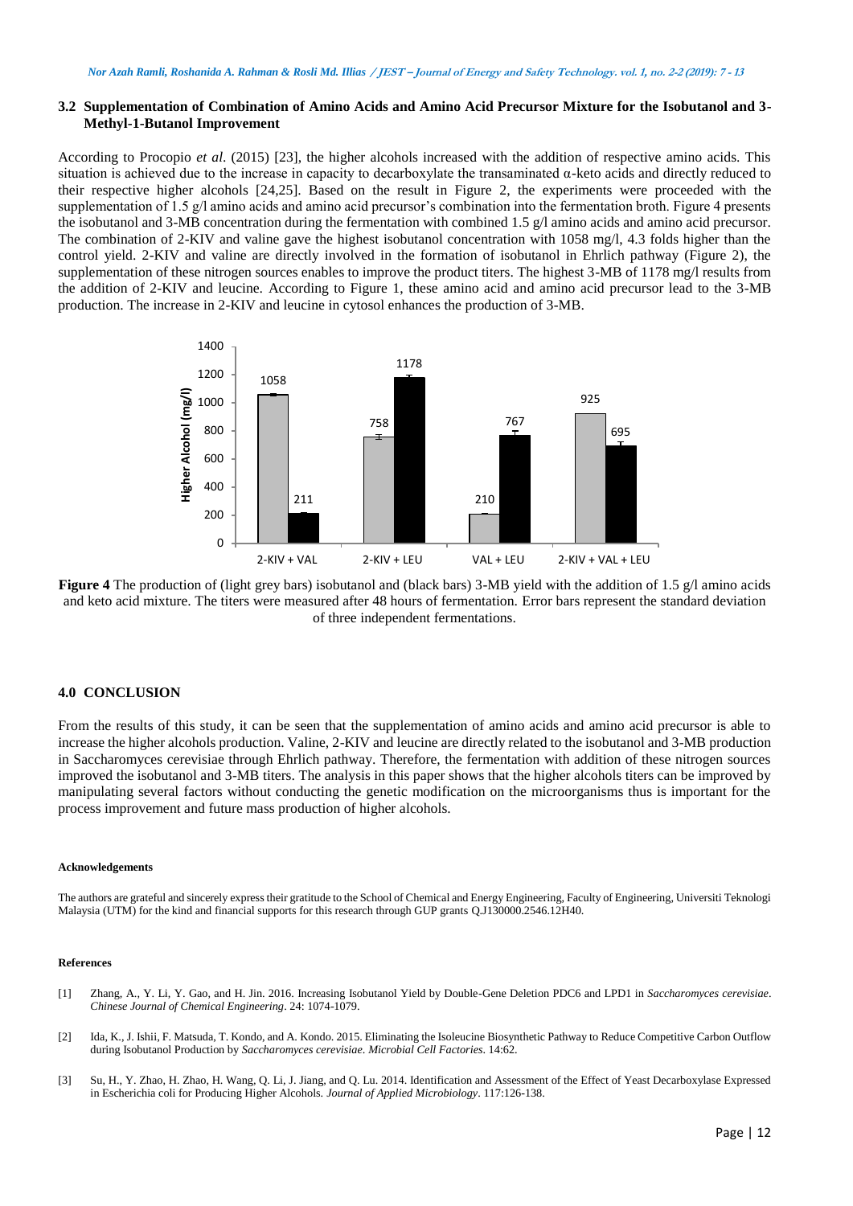### 3.2 Supplementation of Combination of Amino Acids and Amino Acid Precursor Mixture for the Isobutanol and 3-Methyl-1-Butanol Improvement

According to Procopio *et al*. (2015) [23], the higher alcohols increased with the addition of respective amino acids. This situation is achieved due to the increase in capacity to decarboxylate the transaminated α-keto acids and directly reduced to their respective higher alcohols [24,25]. Based on the result in Figure 2, the experiments were proceeded with the supplementation of 1.5 g/l amino acids and amino acid precursor's combination into the fermentation broth. Figure 4 presents the isobutanol and 3-MB concentration during the fermentation with combined 1.5 g/l amino acids and amino acid precursor. The combination of 2-KIV and valine gave the highest isobutanol concentration with 1058 mg/l, 4.3 folds higher than the control yield. 2-KIV and valine are directly involved in the formation of isobutanol in Ehrlich pathway (Figure 2), the supplementation of these nitrogen sources enables to improve the product titers. The highest 3-MB of 1178 mg/l results from the addition of 2-KIV and leucine. According to Figure 1, these amino acid and amino acid precursor lead to the 3-MB production. The increase in 2-KIV and leucine in cytosol enhances the production of 3-MB.

| Higher Alcohol (mg/l) | Isobutanol (light grey bars) | 3-MB (black bars) |
|---|---|---|
| 2-KIV + VAL | 1058 | 211 |
| 2-KIV + LEU | 758 | 1178 |
| VAL + LEU | 210 | 767 |
| 2-KIV + VAL + LEU | 925 | 695 |

**Figure 4** The production of (light grey bars) isobutanol and (black bars) 3-MB yield with the addition of 1.5 g/l amino acids and keto acid mixture. The titers were measured after 48 hours of fermentation. Error bars represent the standard deviation of three independent fermentations.

## 4.0 CONCLUSION

From the results of this study, it can be seen that the supplementation of amino acids and amino acid precursor is able to increase the higher alcohols production. Valine, 2-KIV and leucine are directly related to the isobutanol and 3-MB production in Saccharomyces cerevisiae through Ehrlich pathway. Therefore, the fermentation with addition of these nitrogen sources improved the isobutanol and 3-MB titers. The analysis in this paper shows that the higher alcohols titers can be improved by manipulating several factors without conducting the genetic modification on the microorganisms thus is important for the process improvement and future mass production of higher alcohols.

#### Acknowledgements

The authors are grateful and sincerely express their gratitude to the School of Chemical and Energy Engineering, Faculty of Engineering, Universiti Teknologi Malaysia (UTM) for the kind and financial supports for this research through GUP grants Q.J130000.2546.12H40.

#### References

[1] Zhang, A., Y. Li, Y. Gao, and H. Jin. 2016. Increasing Isobutanol Yield by Double-Gene Deletion PDC6 and LPD1 in *Saccharomyces cerevisiae*. *Chinese Journal of Chemical Engineering*. 24: 1074-1079.

[2] Ida, K., J. Ishii, F. Matsuda, T. Kondo, and A. Kondo. 2015. Eliminating the Isoleucine Biosynthetic Pathway to Reduce Competitive Carbon Outflow during Isobutanol Production by *Saccharomyces cerevisiae*. *Microbial Cell Factories*. 14:62.

[3] Su, H., Y. Zhao, H. Zhao, H. Wang, Q. Li, J. Jiang, and Q. Lu. 2014. Identification and Assessment of the Effect of Yeast Decarboxylase Expressed in Escherichia coli for Producing Higher Alcohols. *Journal of Applied Microbiology*. 117:126-138.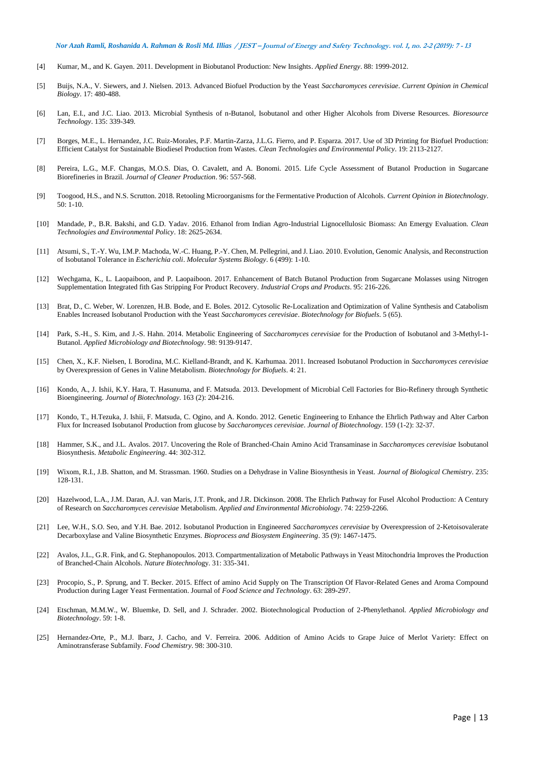[4] Kumar, M., and K. Gayen. 2011. Development in Biobutanol Production: New Insights. *Applied Energy*. 88: 1999-2012.

[5] Buijs, N.A., V. Siewers, and J. Nielsen. 2013. Advanced Biofuel Production by the Yeast *Saccharomyces cerevisiae*. *Current Opinion in Chemical Biology*. 17: 480-488.

[6] Lan, E.I., and J.C. Liao. 2013. Microbial Synthesis of n-Butanol, Isobutanol and other Higher Alcohols from Diverse Resources. *Bioresource Technology*. 135: 339-349.

[7] Borges, M.E., L. Hernandez, J.C. Ruiz-Morales, P.F. Martin-Zarza, J.L.G. Fierro, and P. Esparza. 2017. Use of 3D Printing for Biofuel Production: Efficient Catalyst for Sustainable Biodiesel Production from Wastes. *Clean Technologies and Environmental Policy*. 19: 2113-2127.

[8] Pereira, L.G., M.F. Changas, M.O.S. Dias, O. Cavalett, and A. Bonomi. 2015. Life Cycle Assessment of Butanol Production in Sugarcane Biorefineries in Brazil. *Journal of Cleaner Production*. 96: 557-568.

[9] Toogood, H.S., and N.S. Scrutton. 2018. Retooling Microorganisms for the Fermentative Production of Alcohols. *Current Opinion in Biotechnology*. 50: 1-10.

[10] Mandade, P., B.R. Bakshi, and G.D. Yadav. 2016. Ethanol from Indian Agro-Industrial Lignocellulosic Biomass: An Emergy Evaluation. *Clean Technologies and Environmental Policy*. 18: 2625-2634.

[11] Atsumi, S., T.-Y. Wu, I.M.P. Machoda, W.-C. Huang, P.-Y. Chen, M. Pellegrini, and J. Liao. 2010. Evolution, Genomic Analysis, and Reconstruction of Isobutanol Tolerance in *Escherichia coli*. *Molecular Systems Biology*. 6 (499): 1-10.

[12] Wechgama, K., L. Laopaiboon, and P. Laopaiboon. 2017. Enhancement of Batch Butanol Production from Sugarcane Molasses using Nitrogen Supplementation Integrated fith Gas Stripping For Product Recovery. *Industrial Crops and Products*. 95: 216-226.

[13] Brat, D., C. Weber, W. Lorenzen, H.B. Bode, and E. Boles. 2012. Cytosolic Re-Localization and Optimization of Valine Synthesis and Catabolism Enables Increased Isobutanol Production with the Yeast *Saccharomyces cerevisiae*. *Biotechnology for Biofuels*. 5 (65).

[14] Park, S.-H., S. Kim, and J.-S. Hahn. 2014. Metabolic Engineering of *Saccharomyces cerevisiae* for the Production of Isobutanol and 3-Methyl-1-Butanol. *Applied Microbiology and Biotechnology*. 98: 9139-9147.

[15] Chen, X., K.F. Nielsen, I. Borodina, M.C. Kielland-Brandt, and K. Karhumaa. 2011. Increased Isobutanol Production in *Saccharomyces cerevisiae* by Overexpression of Genes in Valine Metabolism. *Biotechnology for Biofuels*. 4: 21.

[16] Kondo, A., J. Ishii, K.Y. Hara, T. Hasunuma, and F. Matsuda. 2013. Development of Microbial Cell Factories for Bio-Refinery through Synthetic Bioengineering. *Journal of Biotechnology*. 163 (2): 204-216.

[17] Kondo, T., H.Tezuka, J. Ishii, F. Matsuda, C. Ogino, and A. Kondo. 2012. Genetic Engineering to Enhance the Ehrlich Pathway and Alter Carbon Flux for Increased Isobutanol Production from glucose by *Saccharomyces cerevisiae*. *Journal of Biotechnology*. 159 (1-2): 32-37.

[18] Hammer, S.K., and J.L. Avalos. 2017. Uncovering the Role of Branched-Chain Amino Acid Transaminase in *Saccharomyces cerevisiae* Isobutanol Biosynthesis. *Metabolic Engineering*. 44: 302-312.

[19] Wixom, R.I., J.B. Shatton, and M. Strassman. 1960. Studies on a Dehydrase in Valine Biosynthesis in Yeast. *Journal of Biological Chemistry*. 235: 128-131.

[20] Hazelwood, L.A., J.M. Daran, A.J. van Maris, J.T. Pronk, and J.R. Dickinson. 2008. The Ehrlich Pathway for Fusel Alcohol Production: A Century of Research on *Saccharomyces cerevisiae* Metabolism. *Applied and Environmental Microbiology*. 74: 2259-2266.

[21] Lee, W.H., S.O. Seo, and Y.H. Bae. 2012. Isobutanol Production in Engineered *Saccharomyces cerevisiae* by Overexpression of 2-Ketoisovalerate Decarboxylase and Valine Biosynthetic Enzymes. *Bioprocess and Biosystem Engineering*. 35 (9): 1467-1475.

[22] Avalos, J.L., G.R. Fink, and G. Stephanopoulos. 2013. Compartmentalization of Metabolic Pathways in Yeast Mitochondria Improves the Production of Branched-Chain Alcohols. *Nature Biotechnology*. 31: 335-341.

[23] Procopio, S., P. Sprung, and T. Becker. 2015. Effect of amino Acid Supply on The Transcription Of Flavor-Related Genes and Aroma Compound Production during Lager Yeast Fermentation. Journal of *Food Science and Technology*. 63: 289-297.

[24] Etschman, M.M.W., W. Bluemke, D. Sell, and J. Schrader. 2002. Biotechnological Production of 2-Phenylethanol. *Applied Microbiology and Biotechnology*. 59: 1-8.

[25] Hernandez-Orte, P., M.J. Ibarz, J. Cacho, and V. Ferreira. 2006. Addition of Amino Acids to Grape Juice of Merlot Variety: Effect on Aminotransferase Subfamily. *Food Chemistry*. 98: 300-310.